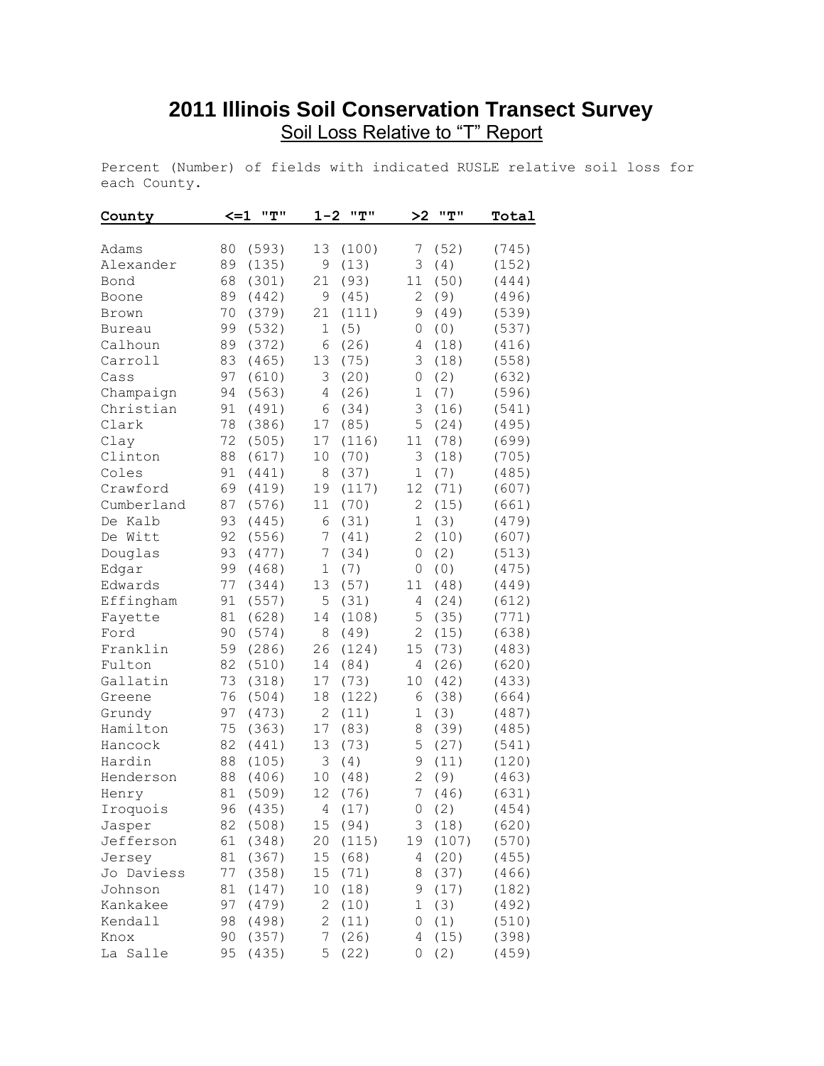# 2011 Illinois Soil Conservation Transect Survey

## Soil Loss Relative to "T" Report

Percent (Number) of fields with indicated RUSLE relative soil loss for each County.

| County | <=1 "T" | 1-2 "T" | >2 "T" | Total |
|---|---|---|---|---|
| Adams | 80 (593) | 13 (100) | 7 (52) | (745) |
| Alexander | 89 (135) | 9 (13) | 3 (4) | (152) |
| Bond | 68 (301) | 21 (93) | 11 (50) | (444) |
| Boone | 89 (442) | 9 (45) | 2 (9) | (496) |
| Brown | 70 (379) | 21 (111) | 9 (49) | (539) |
| Bureau | 99 (532) | 1 (5) | 0 (0) | (537) |
| Calhoun | 89 (372) | 6 (26) | 4 (18) | (416) |
| Carroll | 83 (465) | 13 (75) | 3 (18) | (558) |
| Cass | 97 (610) | 3 (20) | 0 (2) | (632) |
| Champaign | 94 (563) | 4 (26) | 1 (7) | (596) |
| Christian | 91 (491) | 6 (34) | 3 (16) | (541) |
| Clark | 78 (386) | 17 (85) | 5 (24) | (495) |
| Clay | 72 (505) | 17 (116) | 11 (78) | (699) |
| Clinton | 88 (617) | 10 (70) | 3 (18) | (705) |
| Coles | 91 (441) | 8 (37) | 1 (7) | (485) |
| Crawford | 69 (419) | 19 (117) | 12 (71) | (607) |
| Cumberland | 87 (576) | 11 (70) | 2 (15) | (661) |
| De Kalb | 93 (445) | 6 (31) | 1 (3) | (479) |
| De Witt | 92 (556) | 7 (41) | 2 (10) | (607) |
| Douglas | 93 (477) | 7 (34) | 0 (2) | (513) |
| Edgar | 99 (468) | 1 (7) | 0 (0) | (475) |
| Edwards | 77 (344) | 13 (57) | 11 (48) | (449) |
| Effingham | 91 (557) | 5 (31) | 4 (24) | (612) |
| Fayette | 81 (628) | 14 (108) | 5 (35) | (771) |
| Ford | 90 (574) | 8 (49) | 2 (15) | (638) |
| Franklin | 59 (286) | 26 (124) | 15 (73) | (483) |
| Fulton | 82 (510) | 14 (84) | 4 (26) | (620) |
| Gallatin | 73 (318) | 17 (73) | 10 (42) | (433) |
| Greene | 76 (504) | 18 (122) | 6 (38) | (664) |
| Grundy | 97 (473) | 2 (11) | 1 (3) | (487) |
| Hamilton | 75 (363) | 17 (83) | 8 (39) | (485) |
| Hancock | 82 (441) | 13 (73) | 5 (27) | (541) |
| Hardin | 88 (105) | 3 (4) | 9 (11) | (120) |
| Henderson | 88 (406) | 10 (48) | 2 (9) | (463) |
| Henry | 81 (509) | 12 (76) | 7 (46) | (631) |
| Iroquois | 96 (435) | 4 (17) | 0 (2) | (454) |
| Jasper | 82 (508) | 15 (94) | 3 (18) | (620) |
| Jefferson | 61 (348) | 20 (115) | 19 (107) | (570) |
| Jersey | 81 (367) | 15 (68) | 4 (20) | (455) |
| Jo Daviess | 77 (358) | 15 (71) | 8 (37) | (466) |
| Johnson | 81 (147) | 10 (18) | 9 (17) | (182) |
| Kankakee | 97 (479) | 2 (10) | 1 (3) | (492) |
| Kendall | 98 (498) | 2 (11) | 0 (1) | (510) |
| Knox | 90 (357) | 7 (26) | 4 (15) | (398) |
| La Salle | 95 (435) | 5 (22) | 0 (2) | (459) |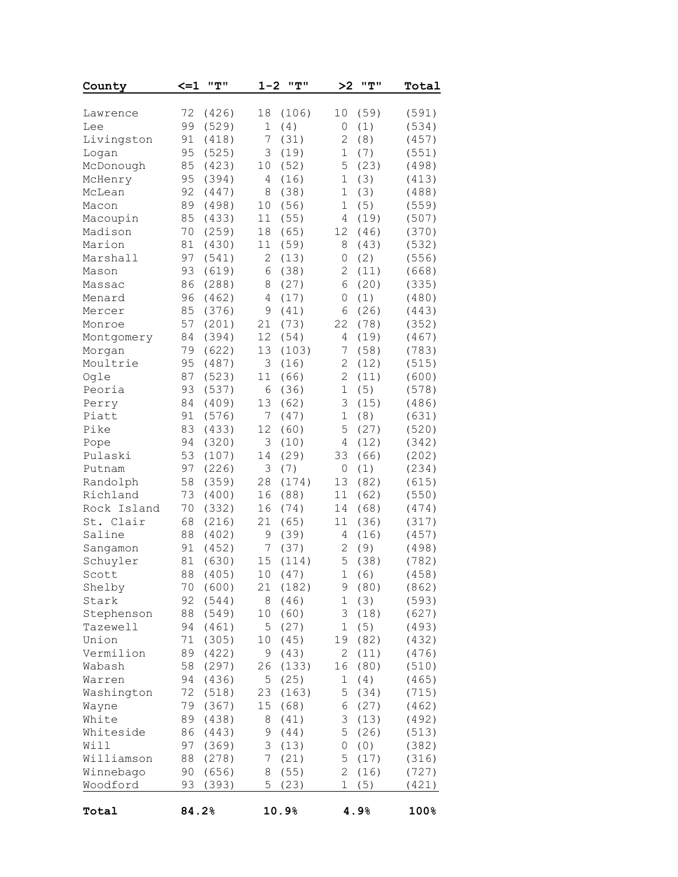| County | <=1 "T" | 1-2 "T" | >2 "T" | Total |
|---|---|---|---|---|
| Lawrence | 72 (426) | 18 (106) | 10 (59) | (591) |
| Lee | 99 (529) | 1 (4) | 0 (1) | (534) |
| Livingston | 91 (418) | 7 (31) | 2 (8) | (457) |
| Logan | 95 (525) | 3 (19) | 1 (7) | (551) |
| McDonough | 85 (423) | 10 (52) | 5 (23) | (498) |
| McHenry | 95 (394) | 4 (16) | 1 (3) | (413) |
| McLean | 92 (447) | 8 (38) | 1 (3) | (488) |
| Macon | 89 (498) | 10 (56) | 1 (5) | (559) |
| Macoupin | 85 (433) | 11 (55) | 4 (19) | (507) |
| Madison | 70 (259) | 18 (65) | 12 (46) | (370) |
| Marion | 81 (430) | 11 (59) | 8 (43) | (532) |
| Marshall | 97 (541) | 2 (13) | 0 (2) | (556) |
| Mason | 93 (619) | 6 (38) | 2 (11) | (668) |
| Massac | 86 (288) | 8 (27) | 6 (20) | (335) |
| Menard | 96 (462) | 4 (17) | 0 (1) | (480) |
| Mercer | 85 (376) | 9 (41) | 6 (26) | (443) |
| Monroe | 57 (201) | 21 (73) | 22 (78) | (352) |
| Montgomery | 84 (394) | 12 (54) | 4 (19) | (467) |
| Morgan | 79 (622) | 13 (103) | 7 (58) | (783) |
| Moultrie | 95 (487) | 3 (16) | 2 (12) | (515) |
| Ogle | 87 (523) | 11 (66) | 2 (11) | (600) |
| Peoria | 93 (537) | 6 (36) | 1 (5) | (578) |
| Perry | 84 (409) | 13 (62) | 3 (15) | (486) |
| Piatt | 91 (576) | 7 (47) | 1 (8) | (631) |
| Pike | 83 (433) | 12 (60) | 5 (27) | (520) |
| Pope | 94 (320) | 3 (10) | 4 (12) | (342) |
| Pulaski | 53 (107) | 14 (29) | 33 (66) | (202) |
| Putnam | 97 (226) | 3 (7) | 0 (1) | (234) |
| Randolph | 58 (359) | 28 (174) | 13 (82) | (615) |
| Richland | 73 (400) | 16 (88) | 11 (62) | (550) |
| Rock Island | 70 (332) | 16 (74) | 14 (68) | (474) |
| St. Clair | 68 (216) | 21 (65) | 11 (36) | (317) |
| Saline | 88 (402) | 9 (39) | 4 (16) | (457) |
| Sangamon | 91 (452) | 7 (37) | 2 (9) | (498) |
| Schuyler | 81 (630) | 15 (114) | 5 (38) | (782) |
| Scott | 88 (405) | 10 (47) | 1 (6) | (458) |
| Shelby | 70 (600) | 21 (182) | 9 (80) | (862) |
| Stark | 92 (544) | 8 (46) | 1 (3) | (593) |
| Stephenson | 88 (549) | 10 (60) | 3 (18) | (627) |
| Tazewell | 94 (461) | 5 (27) | 1 (5) | (493) |
| Union | 71 (305) | 10 (45) | 19 (82) | (432) |
| Vermilion | 89 (422) | 9 (43) | 2 (11) | (476) |
| Wabash | 58 (297) | 26 (133) | 16 (80) | (510) |
| Warren | 94 (436) | 5 (25) | 1 (4) | (465) |
| Washington | 72 (518) | 23 (163) | 5 (34) | (715) |
| Wayne | 79 (367) | 15 (68) | 6 (27) | (462) |
| White | 89 (438) | 8 (41) | 3 (13) | (492) |
| Whiteside | 86 (443) | 9 (44) | 5 (26) | (513) |
| Will | 97 (369) | 3 (13) | 0 (0) | (382) |
| Williamson | 88 (278) | 7 (21) | 5 (17) | (316) |
| Winnebago | 90 (656) | 8 (55) | 2 (16) | (727) |
| Woodford | 93 (393) | 5 (23) | 1 (5) | (421) |
| **Total** | **84.2%** | **10.9%** | **4.9%** | **100%** |